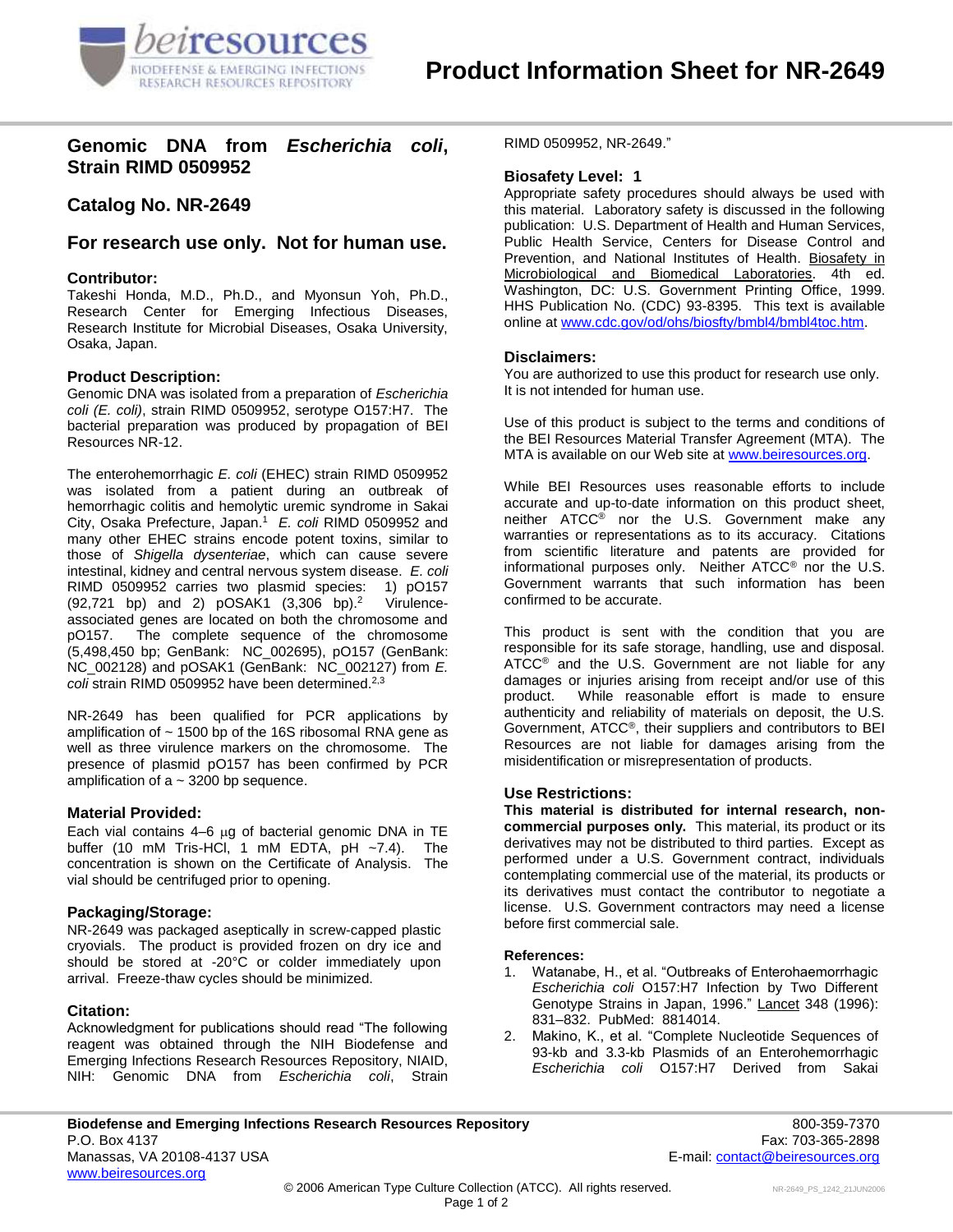# Product Information Sheet for NR-2649

## Genomic DNA from *Escherichia coli*, Strain RIMD 0509952

## Catalog No. NR-2649

## For research use only. Not for human use.

### Contributor:

Takeshi Honda, M.D., Ph.D., and Myonsun Yoh, Ph.D., Research Center for Emerging Infectious Diseases, Research Institute for Microbial Diseases, Osaka University, Osaka, Japan.

### Product Description:

Genomic DNA was isolated from a preparation of *Escherichia coli (E. coli)*, strain RIMD 0509952, serotype O157:H7. The bacterial preparation was produced by propagation of BEI Resources NR-12.

The enterohemorrhagic *E. coli* (EHEC) strain RIMD 0509952 was isolated from a patient during an outbreak of hemorrhagic colitis and hemolytic uremic syndrome in Sakai City, Osaka Prefecture, Japan.[1] *E. coli* RIMD 0509952 and many other EHEC strains encode potent toxins, similar to those of *Shigella dysenteriae*, which can cause severe intestinal, kidney and central nervous system disease. *E. coli* RIMD 0509952 carries two plasmid species: 1) pO157 (92,721 bp) and 2) pOSAK1 (3,306 bp).[2] Virulence-associated genes are located on both the chromosome and pO157. The complete sequence of the chromosome (5,498,450 bp; GenBank: NC_002695), pO157 (GenBank: NC_002128) and pOSAK1 (GenBank: NC_002127) from *E. coli* strain RIMD 0509952 have been determined.[2,3]

NR-2649 has been qualified for PCR applications by amplification of ~ 1500 bp of the 16S ribosomal RNA gene as well as three virulence markers on the chromosome. The presence of plasmid pO157 has been confirmed by PCR amplification of a ~ 3200 bp sequence.

### Material Provided:

Each vial contains 4–6 µg of bacterial genomic DNA in TE buffer (10 mM Tris-HCl, 1 mM EDTA, pH ~7.4). The concentration is shown on the Certificate of Analysis. The vial should be centrifuged prior to opening.

### Packaging/Storage:

NR-2649 was packaged aseptically in screw-capped plastic cryovials. The product is provided frozen on dry ice and should be stored at -20°C or colder immediately upon arrival. Freeze-thaw cycles should be minimized.

### Citation:

Acknowledgment for publications should read "The following reagent was obtained through the NIH Biodefense and Emerging Infections Research Resources Repository, NIAID, NIH: Genomic DNA from *Escherichia coli*, Strain RIMD 0509952, NR-2649."

### Biosafety Level: 1

Appropriate safety procedures should always be used with this material. Laboratory safety is discussed in the following publication: U.S. Department of Health and Human Services, Public Health Service, Centers for Disease Control and Prevention, and National Institutes of Health. Biosafety in Microbiological and Biomedical Laboratories. 4th ed. Washington, DC: U.S. Government Printing Office, 1999. HHS Publication No. (CDC) 93-8395. This text is available online at www.cdc.gov/od/ohs/biosfty/bmbl4/bmbl4toc.htm.

### Disclaimers:

You are authorized to use this product for research use only. It is not intended for human use.

Use of this product is subject to the terms and conditions of the BEI Resources Material Transfer Agreement (MTA). The MTA is available on our Web site at www.beiresources.org.

While BEI Resources uses reasonable efforts to include accurate and up-to-date information on this product sheet, neither ATCC® nor the U.S. Government make any warranties or representations as to its accuracy. Citations from scientific literature and patents are provided for informational purposes only. Neither ATCC® nor the U.S. Government warrants that such information has been confirmed to be accurate.

This product is sent with the condition that you are responsible for its safe storage, handling, use and disposal. ATCC® and the U.S. Government are not liable for any damages or injuries arising from receipt and/or use of this product. While reasonable effort is made to ensure authenticity and reliability of materials on deposit, the U.S. Government, ATCC®, their suppliers and contributors to BEI Resources are not liable for damages arising from the misidentification or misrepresentation of products.

### Use Restrictions:

**This material is distributed for internal research, non-commercial purposes only.** This material, its product or its derivatives may not be distributed to third parties. Except as performed under a U.S. Government contract, individuals contemplating commercial use of the material, its products or its derivatives must contact the contributor to negotiate a license. U.S. Government contractors may need a license before first commercial sale.

### References:

1. Watanabe, H., et al. "Outbreaks of Enterohaemorrhagic *Escherichia coli* O157:H7 Infection by Two Different Genotype Strains in Japan, 1996." Lancet 348 (1996): 831–832. PubMed: 8814014.
2. Makino, K., et al. "Complete Nucleotide Sequences of 93-kb and 3.3-kb Plasmids of an Enterohemorrhagic *Escherichia coli* O157:H7 Derived from Sakai

**Biodefense and Emerging Infections Research Resources Repository**
P.O. Box 4137
Manassas, VA 20108-4137 USA
www.beiresources.org

800-359-7370
Fax: 703-365-2898
E-mail: contact@beiresources.org

© 2006 American Type Culture Collection (ATCC). All rights reserved.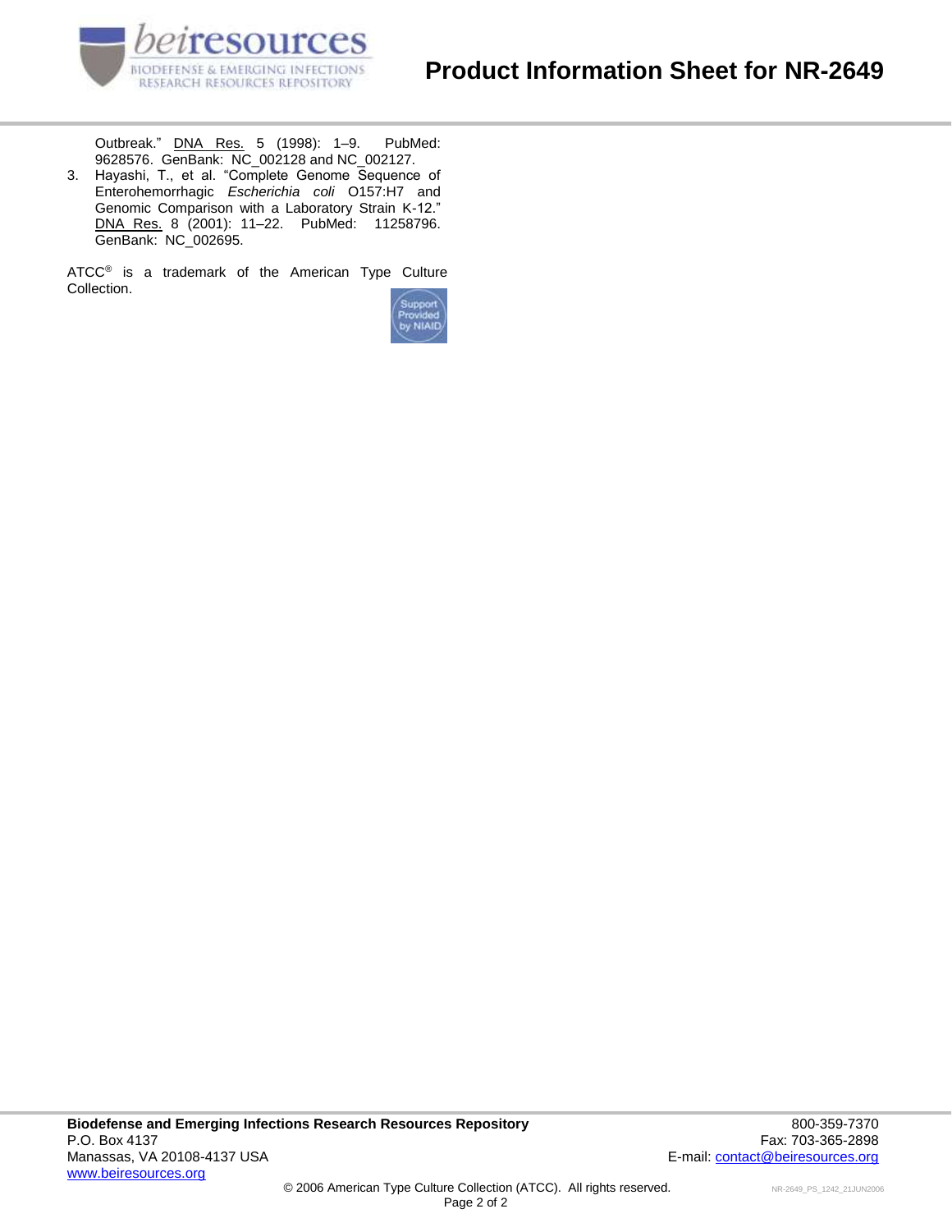Outbreak." DNA Res. 5 (1998): 1–9. PubMed: 9628576. GenBank: NC_002128 and NC_002127.

3. Hayashi, T., et al. "Complete Genome Sequence of Enterohemorrhagic *Escherichia coli* O157:H7 and Genomic Comparison with a Laboratory Strain K-12." DNA Res. 8 (2001): 11–22. PubMed: 11258796. GenBank: NC_002695.

ATCC® is a trademark of the American Type Culture Collection.

**Biodefense and Emerging Infections Research Resources Repository**
P.O. Box 4137
Manassas, VA 20108-4137 USA
www.beiresources.org

800-359-7370
Fax: 703-365-2898
E-mail: contact@beiresources.org

© 2006 American Type Culture Collection (ATCC). All rights reserved.